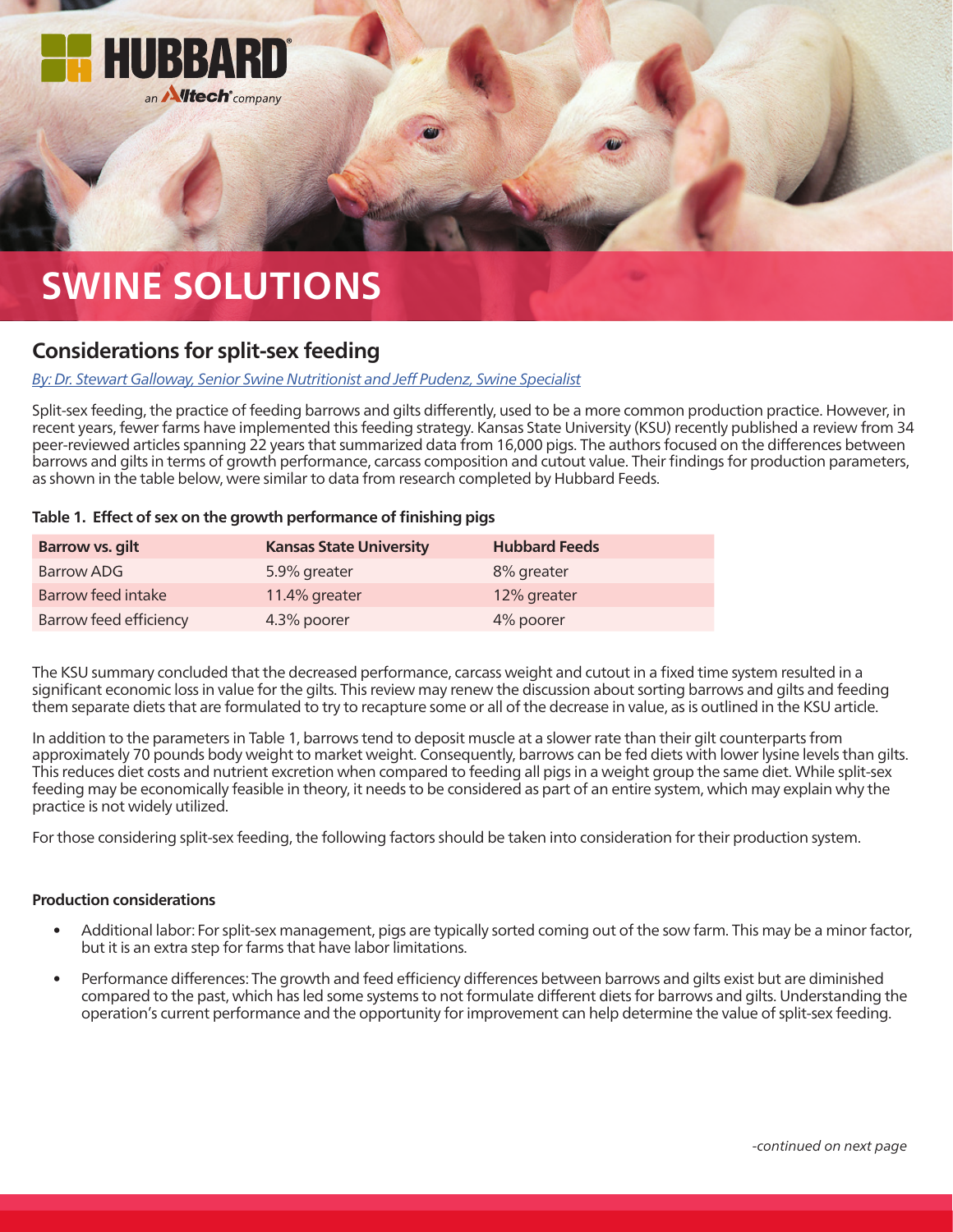# SWINE SOLUTIONS

## Considerations for split-sex feeding

*By: Dr. Stewart Galloway, Senior Swine Nutritionist and Jeff Pudenz, Swine Specialist*

Split-sex feeding, the practice of feeding barrows and gilts differently, used to be a more common production practice. However, in recent years, fewer farms have implemented this feeding strategy. Kansas State University (KSU) recently published a review from 34 peer-reviewed articles spanning 22 years that summarized data from 16,000 pigs. The authors focused on the differences between barrows and gilts in terms of growth performance, carcass composition and cutout value. Their findings for production parameters, as shown in the table below, were similar to data from research completed by Hubbard Feeds.

**Table 1. Effect of sex on the growth performance of finishing pigs**

| Barrow vs. gilt | Kansas State University | Hubbard Feeds |
|---|---|---|
| Barrow ADG | 5.9% greater | 8% greater |
| Barrow feed intake | 11.4% greater | 12% greater |
| Barrow feed efficiency | 4.3% poorer | 4% poorer |

The KSU summary concluded that the decreased performance, carcass weight and cutout in a fixed time system resulted in a significant economic loss in value for the gilts. This review may renew the discussion about sorting barrows and gilts and feeding them separate diets that are formulated to try to recapture some or all of the decrease in value, as is outlined in the KSU article.

In addition to the parameters in Table 1, barrows tend to deposit muscle at a slower rate than their gilt counterparts from approximately 70 pounds body weight to market weight. Consequently, barrows can be fed diets with lower lysine levels than gilts. This reduces diet costs and nutrient excretion when compared to feeding all pigs in a weight group the same diet. While split-sex feeding may be economically feasible in theory, it needs to be considered as part of an entire system, which may explain why the practice is not widely utilized.

For those considering split-sex feeding, the following factors should be taken into consideration for their production system.

**Production considerations**

- Additional labor: For split-sex management, pigs are typically sorted coming out of the sow farm. This may be a minor factor, but it is an extra step for farms that have labor limitations.
- Performance differences: The growth and feed efficiency differences between barrows and gilts exist but are diminished compared to the past, which has led some systems to not formulate different diets for barrows and gilts. Understanding the operation's current performance and the opportunity for improvement can help determine the value of split-sex feeding.

*-continued on next page*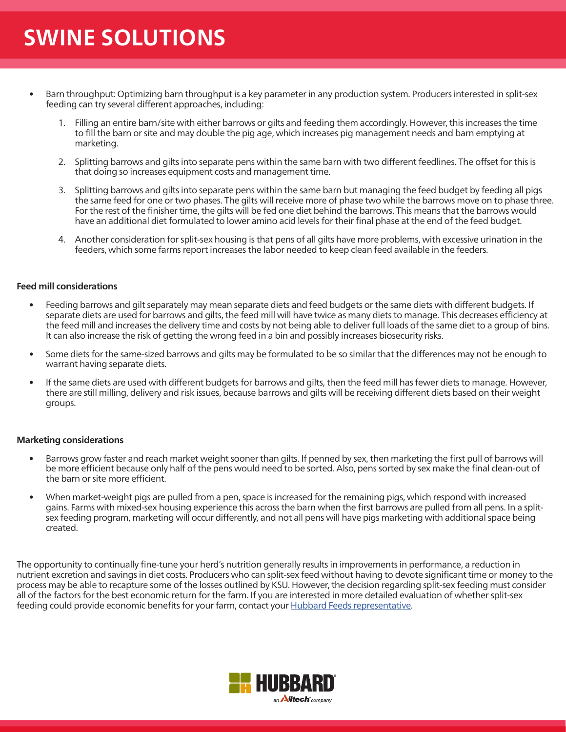- Barn throughput: Optimizing barn throughput is a key parameter in any production system. Producers interested in split-sex feeding can try several different approaches, including:

   1. Filling an entire barn/site with either barrows or gilts and feeding them accordingly. However, this increases the time to fill the barn or site and may double the pig age, which increases pig management needs and barn emptying at marketing.

   2. Splitting barrows and gilts into separate pens within the same barn with two different feedlines. The offset for this is that doing so increases equipment costs and management time.

   3. Splitting barrows and gilts into separate pens within the same barn but managing the feed budget by feeding all pigs the same feed for one or two phases. The gilts will receive more of phase two while the barrows move on to phase three. For the rest of the finisher time, the gilts will be fed one diet behind the barrows. This means that the barrows would have an additional diet formulated to lower amino acid levels for their final phase at the end of the feed budget.

   4. Another consideration for split-sex housing is that pens of all gilts have more problems, with excessive urination in the feeders, which some farms report increases the labor needed to keep clean feed available in the feeders.

**Feed mill considerations**

- Feeding barrows and gilt separately may mean separate diets and feed budgets or the same diets with different budgets. If separate diets are used for barrows and gilts, the feed mill will have twice as many diets to manage. This decreases efficiency at the feed mill and increases the delivery time and costs by not being able to deliver full loads of the same diet to a group of bins. It can also increase the risk of getting the wrong feed in a bin and possibly increases biosecurity risks.

- Some diets for the same-sized barrows and gilts may be formulated to be so similar that the differences may not be enough to warrant having separate diets.

- If the same diets are used with different budgets for barrows and gilts, then the feed mill has fewer diets to manage. However, there are still milling, delivery and risk issues, because barrows and gilts will be receiving different diets based on their weight groups.

**Marketing considerations**

- Barrows grow faster and reach market weight sooner than gilts. If penned by sex, then marketing the first pull of barrows will be more efficient because only half of the pens would need to be sorted. Also, pens sorted by sex make the final clean-out of the barn or site more efficient.

- When market-weight pigs are pulled from a pen, space is increased for the remaining pigs, which respond with increased gains. Farms with mixed-sex housing experience this across the barn when the first barrows are pulled from all pens. In a split-sex feeding program, marketing will occur differently, and not all pens will have pigs marketing with additional space being created.

The opportunity to continually fine-tune your herd's nutrition generally results in improvements in performance, a reduction in nutrient excretion and savings in diet costs. Producers who can split-sex feed without having to devote significant time or money to the process may be able to recapture some of the losses outlined by KSU. However, the decision regarding split-sex feeding must consider all of the factors for the best economic return for the farm. If you are interested in more detailed evaluation of whether split-sex feeding could provide economic benefits for your farm, contact your Hubbard Feeds representative.